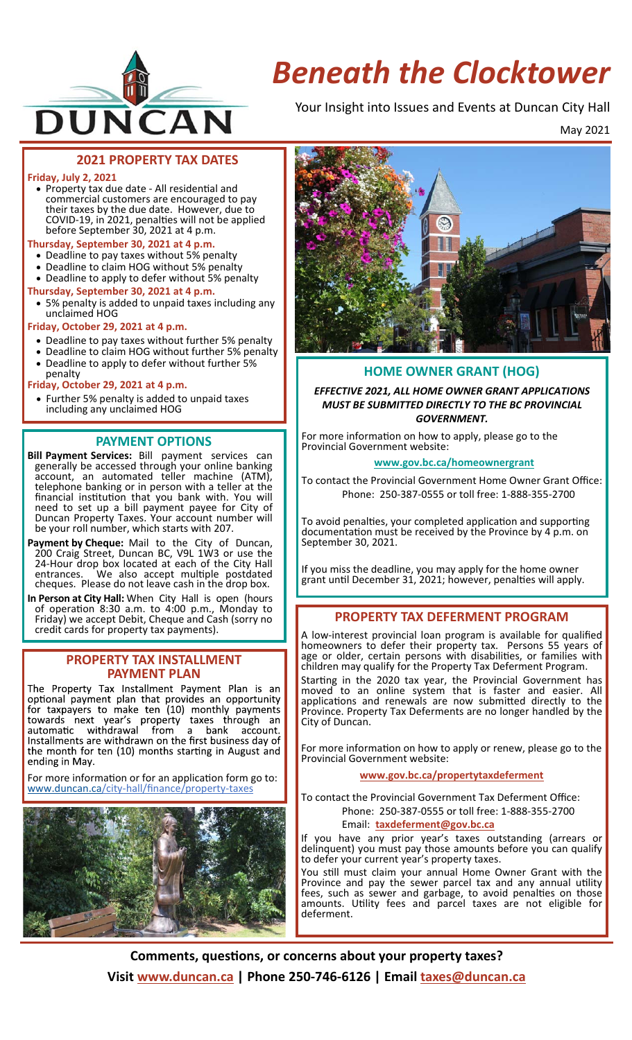# Beneath the Clocktower

Your Insight into Issues and Events at Duncan City Hall

May 2021

## 2021 PROPERTY TAX DATES

**Friday, July 2, 2021**

- Property tax due date - All residential and commercial customers are encouraged to pay their taxes by the due date. However, due to COVID-19, in 2021, penalties will not be applied before September 30, 2021 at 4 p.m.

**Thursday, September 30, 2021 at 4 p.m.**

- Deadline to pay taxes without 5% penalty
- Deadline to claim HOG without 5% penalty
- Deadline to apply to defer without 5% penalty

**Thursday, September 30, 2021 at 4 p.m.**

- 5% penalty is added to unpaid taxes including any unclaimed HOG

**Friday, October 29, 2021 at 4 p.m.**

- Deadline to pay taxes without further 5% penalty
- Deadline to claim HOG without further 5% penalty
- Deadline to apply to defer without further 5% penalty

**Friday, October 29, 2021 at 4 p.m.**

- Further 5% penalty is added to unpaid taxes including any unclaimed HOG

## PAYMENT OPTIONS

**Bill Payment Services:** Bill payment services can generally be accessed through your online banking account, an automated teller machine (ATM), telephone banking or in person with a teller at the financial institution that you bank with. You will need to set up a bill payment payee for City of Duncan Property Taxes. Your account number will be your roll number, which starts with 207.

**Payment by Cheque:** Mail to the City of Duncan, 200 Craig Street, Duncan BC, V9L 1W3 or use the 24-Hour drop box located at each of the City Hall entrances. We also accept multiple postdated cheques. Please do not leave cash in the drop box.

**In Person at City Hall:** When City Hall is open (hours of operation 8:30 a.m. to 4:00 p.m., Monday to Friday) we accept Debit, Cheque and Cash (sorry no credit cards for property tax payments).

## PROPERTY TAX INSTALLMENT PAYMENT PLAN

The Property Tax Installment Payment Plan is an optional payment plan that provides an opportunity for taxpayers to make ten (10) monthly payments towards next year's property taxes through an automatic withdrawal from a bank account. Installments are withdrawn on the first business day of the month for ten (10) months starting in August and ending in May.

For more information or for an application form go to: www.duncan.ca/city-hall/finance/property-taxes

## HOME OWNER GRANT (HOG)

***EFFECTIVE 2021, ALL HOME OWNER GRANT APPLICATIONS MUST BE SUBMITTED DIRECTLY TO THE BC PROVINCIAL GOVERNMENT.***

For more information on how to apply, please go to the Provincial Government website:

**www.gov.bc.ca/homeownergrant**

To contact the Provincial Government Home Owner Grant Office:
Phone: 250-387-0555 or toll free: 1-888-355-2700

To avoid penalties, your completed application and supporting documentation must be received by the Province by 4 p.m. on September 30, 2021.

If you miss the deadline, you may apply for the home owner grant until December 31, 2021; however, penalties will apply.

## PROPERTY TAX DEFERMENT PROGRAM

A low-interest provincial loan program is available for qualified homeowners to defer their property tax. Persons 55 years of age or older, certain persons with disabilities, or families with children may qualify for the Property Tax Deferment Program.

Starting in the 2020 tax year, the Provincial Government has moved to an online system that is faster and easier. All applications and renewals are now submitted directly to the Province. Property Tax Deferments are no longer handled by the City of Duncan.

For more information on how to apply or renew, please go to the Provincial Government website:

**www.gov.bc.ca/propertytaxdeferment**

To contact the Provincial Government Tax Deferment Office:
Phone: 250-387-0555 or toll free: 1-888-355-2700
Email: **taxdeferment@gov.bc.ca**

If you have any prior year's taxes outstanding (arrears or delinquent) you must pay those amounts before you can qualify to defer your current year's property taxes.

You still must claim your annual Home Owner Grant with the Province and pay the sewer parcel tax and any annual utility fees, such as sewer and garbage, to avoid penalties on those amounts. Utility fees and parcel taxes are not eligible for deferment.

**Comments, questions, or concerns about your property taxes?**
**Visit www.duncan.ca | Phone 250-746-6126 | Email taxes@duncan.ca**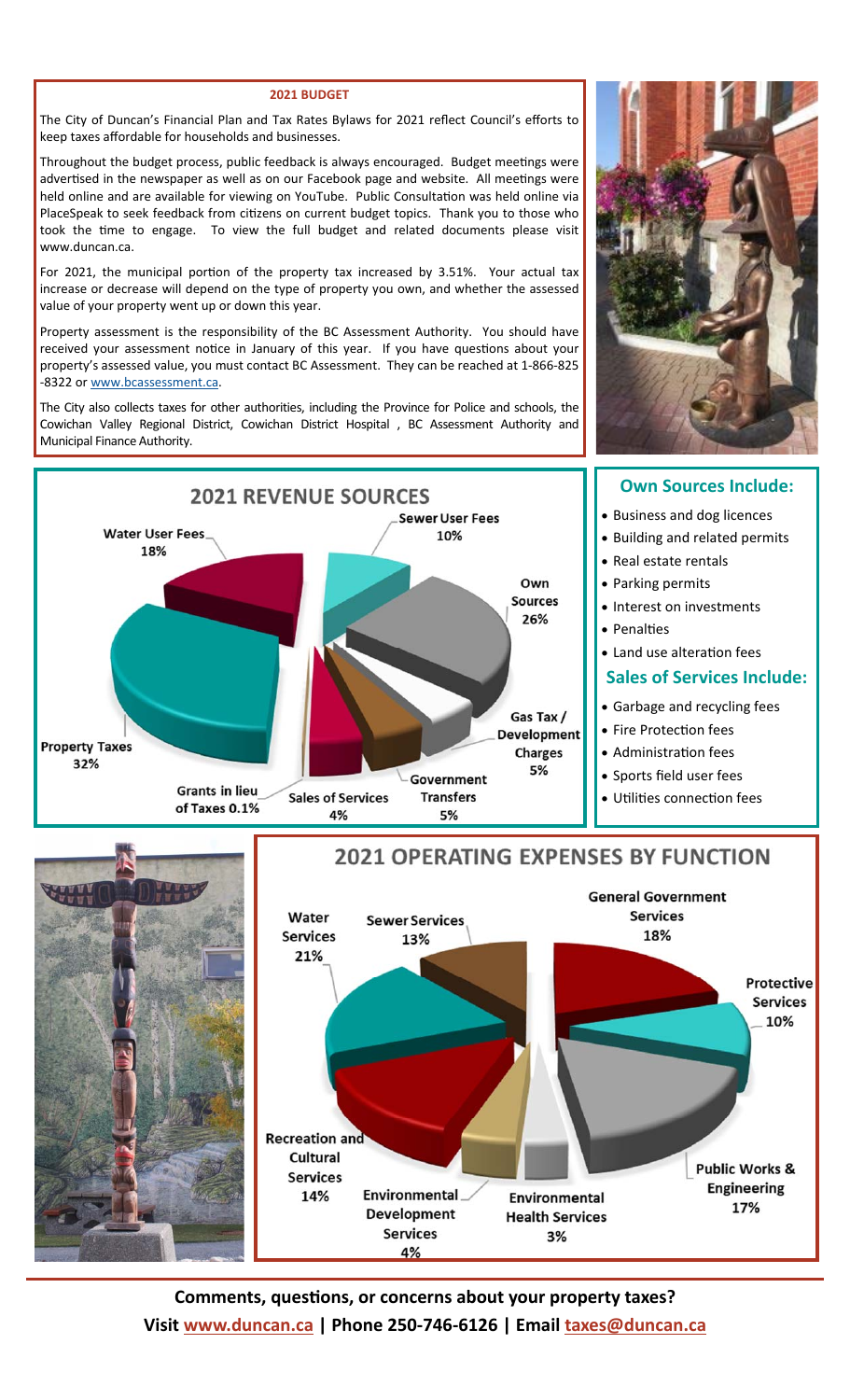## 2021 BUDGET

The City of Duncan's Financial Plan and Tax Rates Bylaws for 2021 reflect Council's efforts to keep taxes affordable for households and businesses.

Throughout the budget process, public feedback is always encouraged. Budget meetings were advertised in the newspaper as well as on our Facebook page and website. All meetings were held online and are available for viewing on YouTube. Public Consultation was held online via PlaceSpeak to seek feedback from citizens on current budget topics. Thank you to those who took the time to engage. To view the full budget and related documents please visit www.duncan.ca.

For 2021, the municipal portion of the property tax increased by 3.51%. Your actual tax increase or decrease will depend on the type of property you own, and whether the assessed value of your property went up or down this year.

Property assessment is the responsibility of the BC Assessment Authority. You should have received your assessment notice in January of this year. If you have questions about your property's assessed value, you must contact BC Assessment. They can be reached at 1-866-825-8322 or www.bcassessment.ca.

The City also collects taxes for other authorities, including the Province for Police and schools, the Cowichan Valley Regional District, Cowichan District Hospital , BC Assessment Authority and Municipal Finance Authority.

## 2021 REVENUE SOURCES

Water User Fees 18%
Sewer User Fees 10%
Own Sources 26%
Gas Tax / Development Charges 5%
Government Transfers 5%
Sales of Services 4%
Grants in lieu of Taxes 0.1%
Property Taxes 32%

### Own Sources Include:

- Business and dog licences
- Building and related permits
- Real estate rentals
- Parking permits
- Interest on investments
- Penalties
- Land use alteration fees

### Sales of Services Include:

- Garbage and recycling fees
- Fire Protection fees
- Administration fees
- Sports field user fees
- Utilities connection fees

## 2021 OPERATING EXPENSES BY FUNCTION

Water Services 21%
Sewer Services 13%
General Government Services 18%
Protective Services 10%
Public Works & Engineering 17%
Environmental Health Services 3%
Environmental Development Services 4%
Recreation and Cultural Services 14%

**Comments, questions, or concerns about your property taxes?**
**Visit www.duncan.ca | Phone 250-746-6126 | Email taxes@duncan.ca**